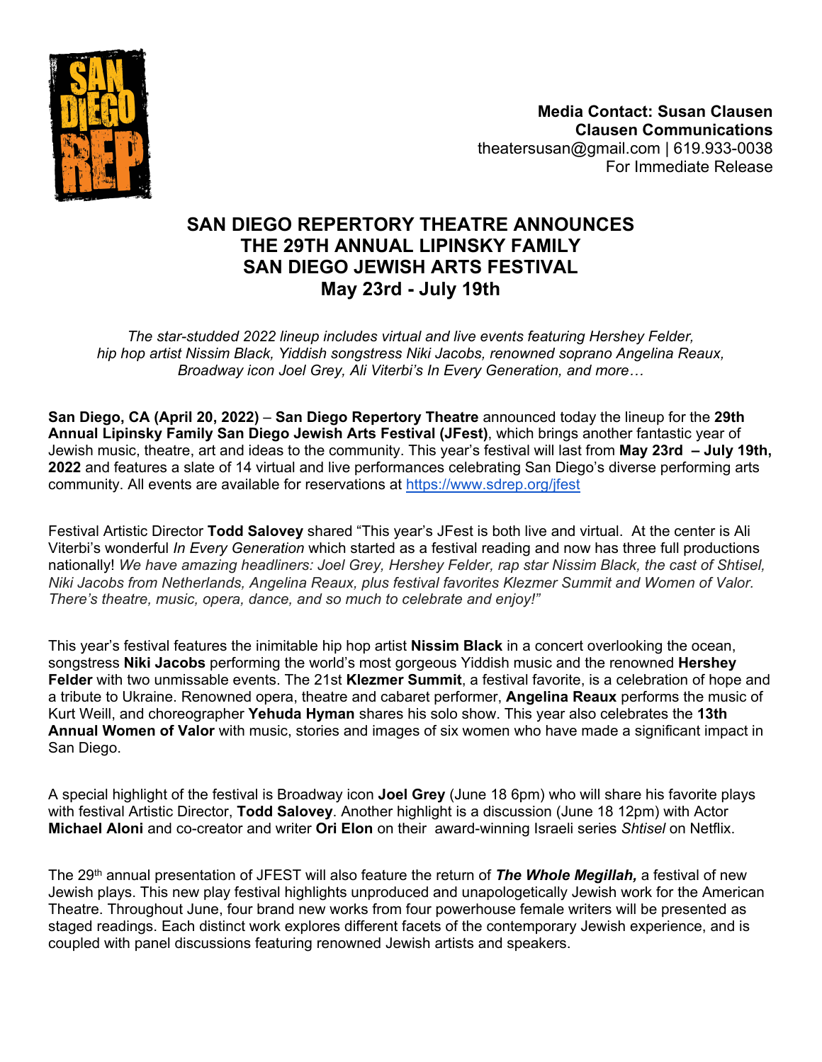**Media Contact: Susan Clausen**
**Clausen Communications**
theatersusan@gmail.com | 619.933-0038
For Immediate Release

# SAN DIEGO REPERTORY THEATRE ANNOUNCES THE 29TH ANNUAL LIPINSKY FAMILY SAN DIEGO JEWISH ARTS FESTIVAL May 23rd - July 19th

*The star-studded 2022 lineup includes virtual and live events featuring Hershey Felder, hip hop artist Nissim Black, Yiddish songstress Niki Jacobs, renowned soprano Angelina Reaux, Broadway icon Joel Grey, Ali Viterbi's In Every Generation, and more…*

**San Diego, CA (April 20, 2022)** – **San Diego Repertory Theatre** announced today the lineup for the **29th Annual Lipinsky Family San Diego Jewish Arts Festival (JFest)**, which brings another fantastic year of Jewish music, theatre, art and ideas to the community. This year's festival will last from **May 23rd – July 19th, 2022** and features a slate of 14 virtual and live performances celebrating San Diego's diverse performing arts community. All events are available for reservations at https://www.sdrep.org/jfest

Festival Artistic Director **Todd Salovey** shared "This year's JFest is both live and virtual. At the center is Ali Viterbi's wonderful *In Every Generation* which started as a festival reading and now has three full productions nationally! *We have amazing headliners: Joel Grey, Hershey Felder, rap star Nissim Black, the cast of Shtisel, Niki Jacobs from Netherlands, Angelina Reaux, plus festival favorites Klezmer Summit and Women of Valor. There's theatre, music, opera, dance, and so much to celebrate and enjoy!"*

This year's festival features the inimitable hip hop artist **Nissim Black** in a concert overlooking the ocean, songstress **Niki Jacobs** performing the world's most gorgeous Yiddish music and the renowned **Hershey Felder** with two unmissable events. The 21st **Klezmer Summit**, a festival favorite, is a celebration of hope and a tribute to Ukraine. Renowned opera, theatre and cabaret performer, **Angelina Reaux** performs the music of Kurt Weill, and choreographer **Yehuda Hyman** shares his solo show. This year also celebrates the **13th Annual Women of Valor** with music, stories and images of six women who have made a significant impact in San Diego.

A special highlight of the festival is Broadway icon **Joel Grey** (June 18 6pm) who will share his favorite plays with festival Artistic Director, **Todd Salovey**. Another highlight is a discussion (June 18 12pm) with Actor **Michael Aloni** and co-creator and writer **Ori Elon** on their award-winning Israeli series *Shtisel* on Netflix.

The 29th annual presentation of JFEST will also feature the return of ***The Whole Megillah,*** a festival of new Jewish plays. This new play festival highlights unproduced and unapologetically Jewish work for the American Theatre. Throughout June, four brand new works from four powerhouse female writers will be presented as staged readings. Each distinct work explores different facets of the contemporary Jewish experience, and is coupled with panel discussions featuring renowned Jewish artists and speakers.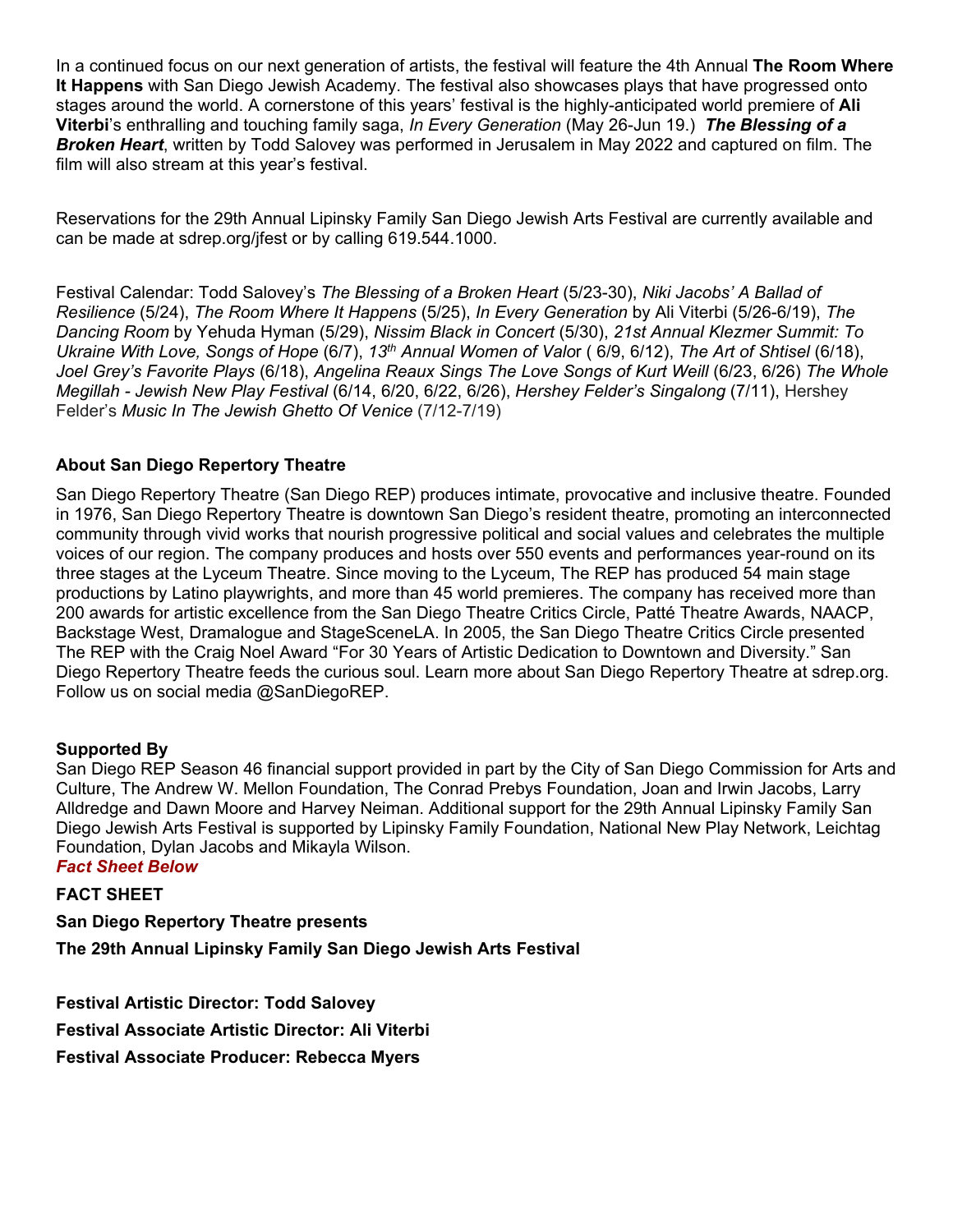In a continued focus on our next generation of artists, the festival will feature the 4th Annual **The Room Where It Happens** with San Diego Jewish Academy. The festival also showcases plays that have progressed onto stages around the world. A cornerstone of this years' festival is the highly-anticipated world premiere of **Ali Viterbi**'s enthralling and touching family saga, *In Every Generation* (May 26-Jun 19.) ***The Blessing of a Broken Heart***, written by Todd Salovey was performed in Jerusalem in May 2022 and captured on film. The film will also stream at this year's festival.

Reservations for the 29th Annual Lipinsky Family San Diego Jewish Arts Festival are currently available and can be made at sdrep.org/jfest or by calling 619.544.1000.

Festival Calendar: Todd Salovey's *The Blessing of a Broken Heart* (5/23-30), *Niki Jacobs' A Ballad of Resilience* (5/24), *The Room Where It Happens* (5/25), *In Every Generation* by Ali Viterbi (5/26-6/19), *The Dancing Room* by Yehuda Hyman (5/29), *Nissim Black in Concert* (5/30), *21st Annual Klezmer Summit: To Ukraine With Love, Songs of Hope* (6/7), *13th Annual Women of Valo*r ( 6/9, 6/12), *The Art of Shtisel* (6/18), *Joel Grey's Favorite Plays* (6/18), *Angelina Reaux Sings The Love Songs of Kurt Weill* (6/23, 6/26) *The Whole Megillah - Jewish New Play Festival* (6/14, 6/20, 6/22, 6/26), *Hershey Felder's Singalong* (7/11), Hershey Felder's *Music In The Jewish Ghetto Of Venice* (7/12-7/19)

### About San Diego Repertory Theatre

San Diego Repertory Theatre (San Diego REP) produces intimate, provocative and inclusive theatre. Founded in 1976, San Diego Repertory Theatre is downtown San Diego's resident theatre, promoting an interconnected community through vivid works that nourish progressive political and social values and celebrates the multiple voices of our region. The company produces and hosts over 550 events and performances year-round on its three stages at the Lyceum Theatre. Since moving to the Lyceum, The REP has produced 54 main stage productions by Latino playwrights, and more than 45 world premieres. The company has received more than 200 awards for artistic excellence from the San Diego Theatre Critics Circle, Patté Theatre Awards, NAACP, Backstage West, Dramalogue and StageSceneLA. In 2005, the San Diego Theatre Critics Circle presented The REP with the Craig Noel Award "For 30 Years of Artistic Dedication to Downtown and Diversity." San Diego Repertory Theatre feeds the curious soul. Learn more about San Diego Repertory Theatre at sdrep.org. Follow us on social media @SanDiegoREP.

### Supported By

San Diego REP Season 46 financial support provided in part by the City of San Diego Commission for Arts and Culture, The Andrew W. Mellon Foundation, The Conrad Prebys Foundation, Joan and Irwin Jacobs, Larry Alldredge and Dawn Moore and Harvey Neiman. Additional support for the 29th Annual Lipinsky Family San Diego Jewish Arts Festival is supported by Lipinsky Family Foundation, National New Play Network, Leichtag Foundation, Dylan Jacobs and Mikayla Wilson.

***Fact Sheet Below***

## FACT SHEET

**San Diego Repertory Theatre presents**

**The 29th Annual Lipinsky Family San Diego Jewish Arts Festival**

**Festival Artistic Director: Todd Salovey**

**Festival Associate Artistic Director: Ali Viterbi**

**Festival Associate Producer: Rebecca Myers**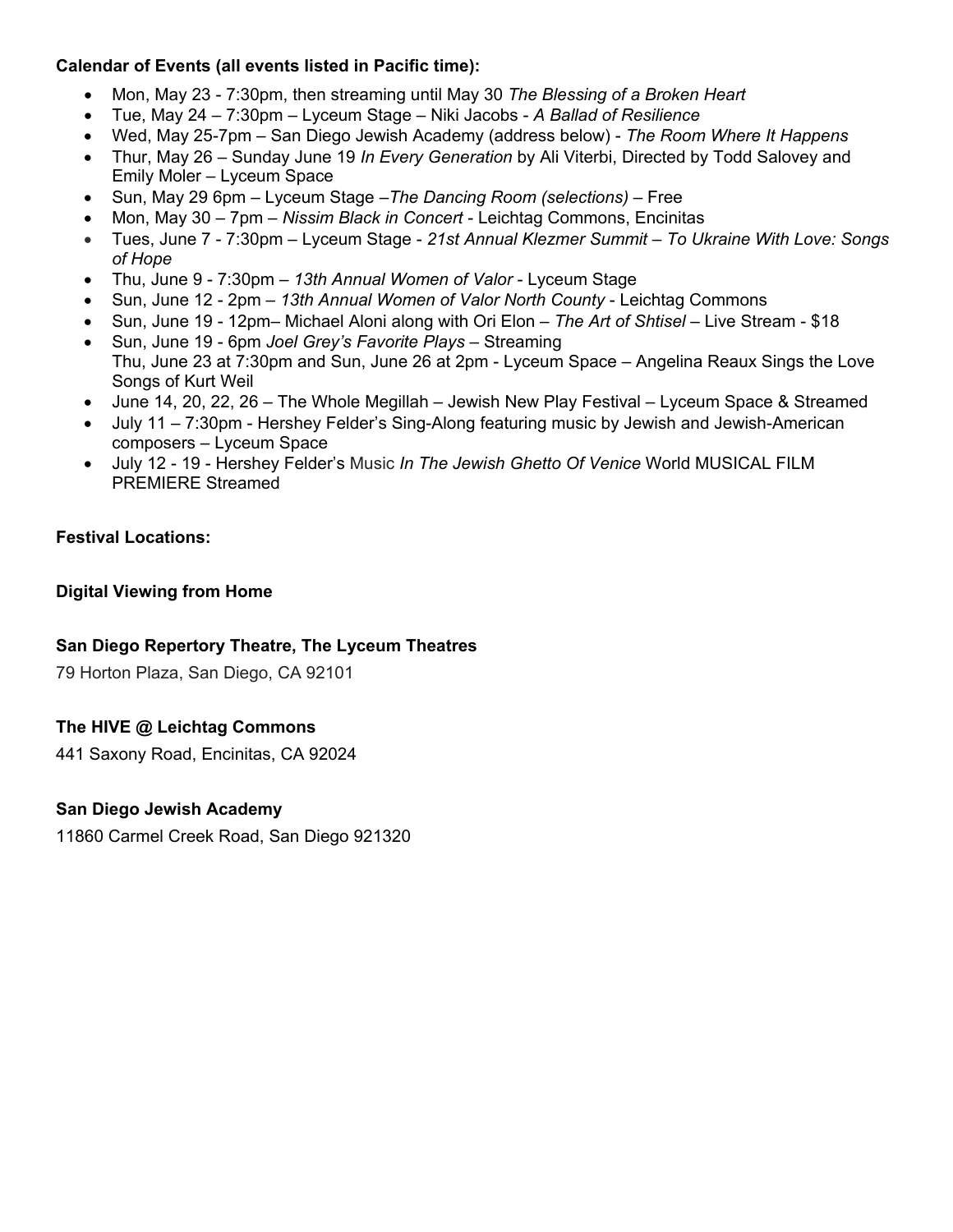**Calendar of Events (all events listed in Pacific time):**

- Mon, May 23 - 7:30pm, then streaming until May 30 *The Blessing of a Broken Heart*
- Tue, May 24 – 7:30pm – Lyceum Stage – Niki Jacobs - *A Ballad of Resilience*
- Wed, May 25-7pm – San Diego Jewish Academy (address below) - *The Room Where It Happens*
- Thur, May 26 – Sunday June 19 *In Every Generation* by Ali Viterbi, Directed by Todd Salovey and Emily Moler – Lyceum Space
- Sun, May 29 6pm – Lyceum Stage –*The Dancing Room (selections)* – Free
- Mon, May 30 – 7pm – *Nissim Black in Concert* - Leichtag Commons, Encinitas
- Tues, June 7 - 7:30pm – Lyceum Stage - *21st Annual Klezmer Summit – To Ukraine With Love: Songs of Hope*
- Thu, June 9 - 7:30pm – *13th Annual Women of Valor* - Lyceum Stage
- Sun, June 12 - 2pm – *13th Annual Women of Valor North County* - Leichtag Commons
- Sun, June 19 - 12pm– Michael Aloni along with Ori Elon – *The Art of Shtisel* – Live Stream - $18
- Sun, June 19 - 6pm *Joel Grey's Favorite Plays* – Streaming
  Thu, June 23 at 7:30pm and Sun, June 26 at 2pm - Lyceum Space – Angelina Reaux Sings the Love Songs of Kurt Weil
- June 14, 20, 22, 26 – The Whole Megillah – Jewish New Play Festival – Lyceum Space & Streamed
- July 11 – 7:30pm - Hershey Felder's Sing-Along featuring music by Jewish and Jewish-American composers – Lyceum Space
- July 12 - 19 - Hershey Felder's Music *In The Jewish Ghetto Of Venice* World MUSICAL FILM PREMIERE Streamed

**Festival Locations:**

**Digital Viewing from Home**

**San Diego Repertory Theatre, The Lyceum Theatres**

79 Horton Plaza, San Diego, CA 92101

**The HIVE @ Leichtag Commons**

441 Saxony Road, Encinitas, CA 92024

**San Diego Jewish Academy**

11860 Carmel Creek Road, San Diego 921320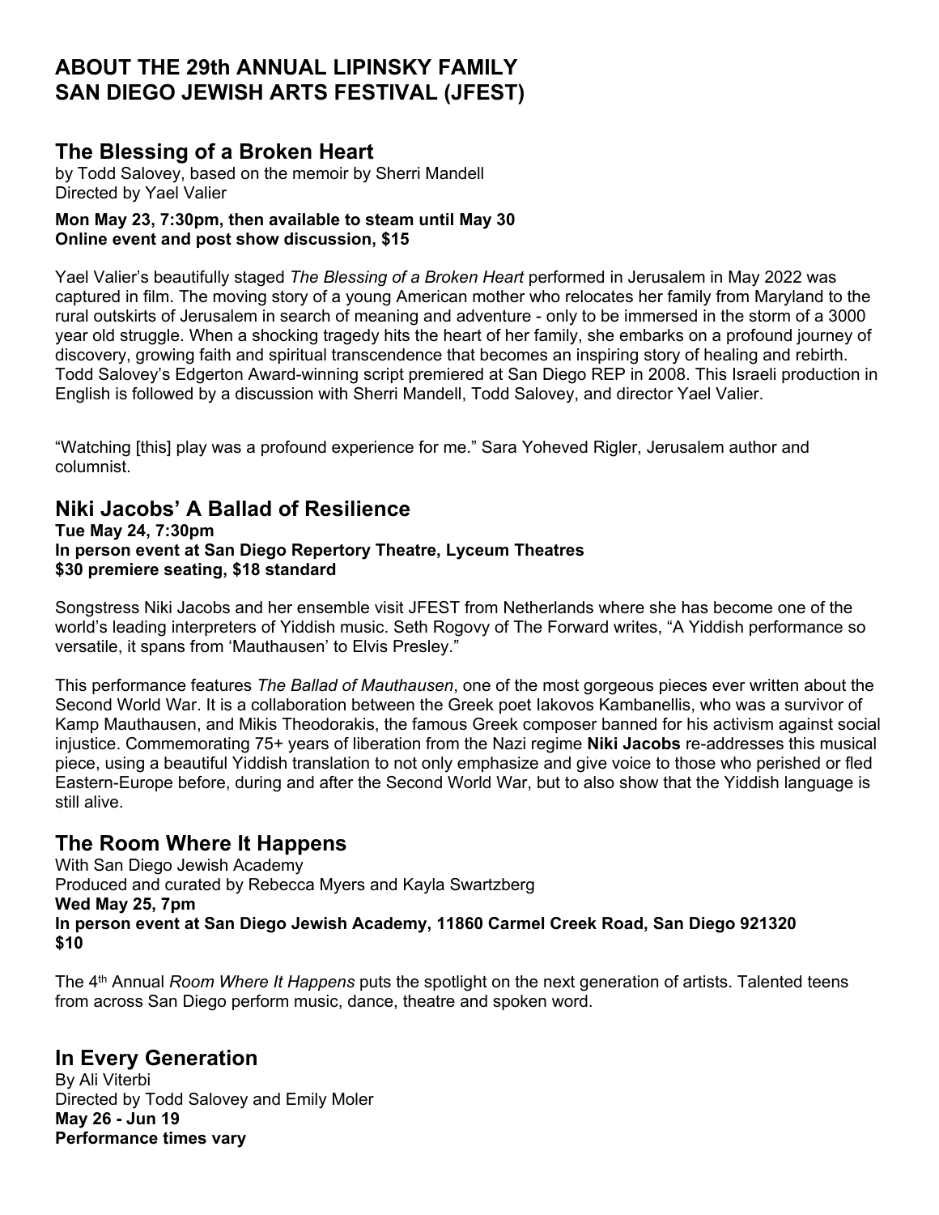## ABOUT THE 29th ANNUAL LIPINSKY FAMILY SAN DIEGO JEWISH ARTS FESTIVAL (JFEST)

### The Blessing of a Broken Heart

by Todd Salovey, based on the memoir by Sherri Mandell
Directed by Yael Valier

**Mon May 23, 7:30pm, then available to steam until May 30**
**Online event and post show discussion, $15**

Yael Valier's beautifully staged *The Blessing of a Broken Heart* performed in Jerusalem in May 2022 was captured in film. The moving story of a young American mother who relocates her family from Maryland to the rural outskirts of Jerusalem in search of meaning and adventure - only to be immersed in the storm of a 3000 year old struggle. When a shocking tragedy hits the heart of her family, she embarks on a profound journey of discovery, growing faith and spiritual transcendence that becomes an inspiring story of healing and rebirth. Todd Salovey's Edgerton Award-winning script premiered at San Diego REP in 2008. This Israeli production in English is followed by a discussion with Sherri Mandell, Todd Salovey, and director Yael Valier.

"Watching [this] play was a profound experience for me." Sara Yoheved Rigler, Jerusalem author and columnist.

### Niki Jacobs' A Ballad of Resilience

**Tue May 24, 7:30pm**
**In person event at San Diego Repertory Theatre, Lyceum Theatres**
**$30 premiere seating, $18 standard**

Songstress Niki Jacobs and her ensemble visit JFEST from Netherlands where she has become one of the world's leading interpreters of Yiddish music. Seth Rogovy of The Forward writes, "A Yiddish performance so versatile, it spans from 'Mauthausen' to Elvis Presley."

This performance features *The Ballad of Mauthausen*, one of the most gorgeous pieces ever written about the Second World War. It is a collaboration between the Greek poet Iakovos Kambanellis, who was a survivor of Kamp Mauthausen, and Mikis Theodorakis, the famous Greek composer banned for his activism against social injustice. Commemorating 75+ years of liberation from the Nazi regime **Niki Jacobs** re-addresses this musical piece, using a beautiful Yiddish translation to not only emphasize and give voice to those who perished or fled Eastern-Europe before, during and after the Second World War, but to also show that the Yiddish language is still alive.

### The Room Where It Happens

With San Diego Jewish Academy
Produced and curated by Rebecca Myers and Kayla Swartzberg

**Wed May 25, 7pm**
**In person event at San Diego Jewish Academy, 11860 Carmel Creek Road, San Diego 921320**
**$10**

The 4th Annual *Room Where It Happens* puts the spotlight on the next generation of artists. Talented teens from across San Diego perform music, dance, theatre and spoken word.

### In Every Generation

By Ali Viterbi
Directed by Todd Salovey and Emily Moler

**May 26 - Jun 19**
**Performance times vary**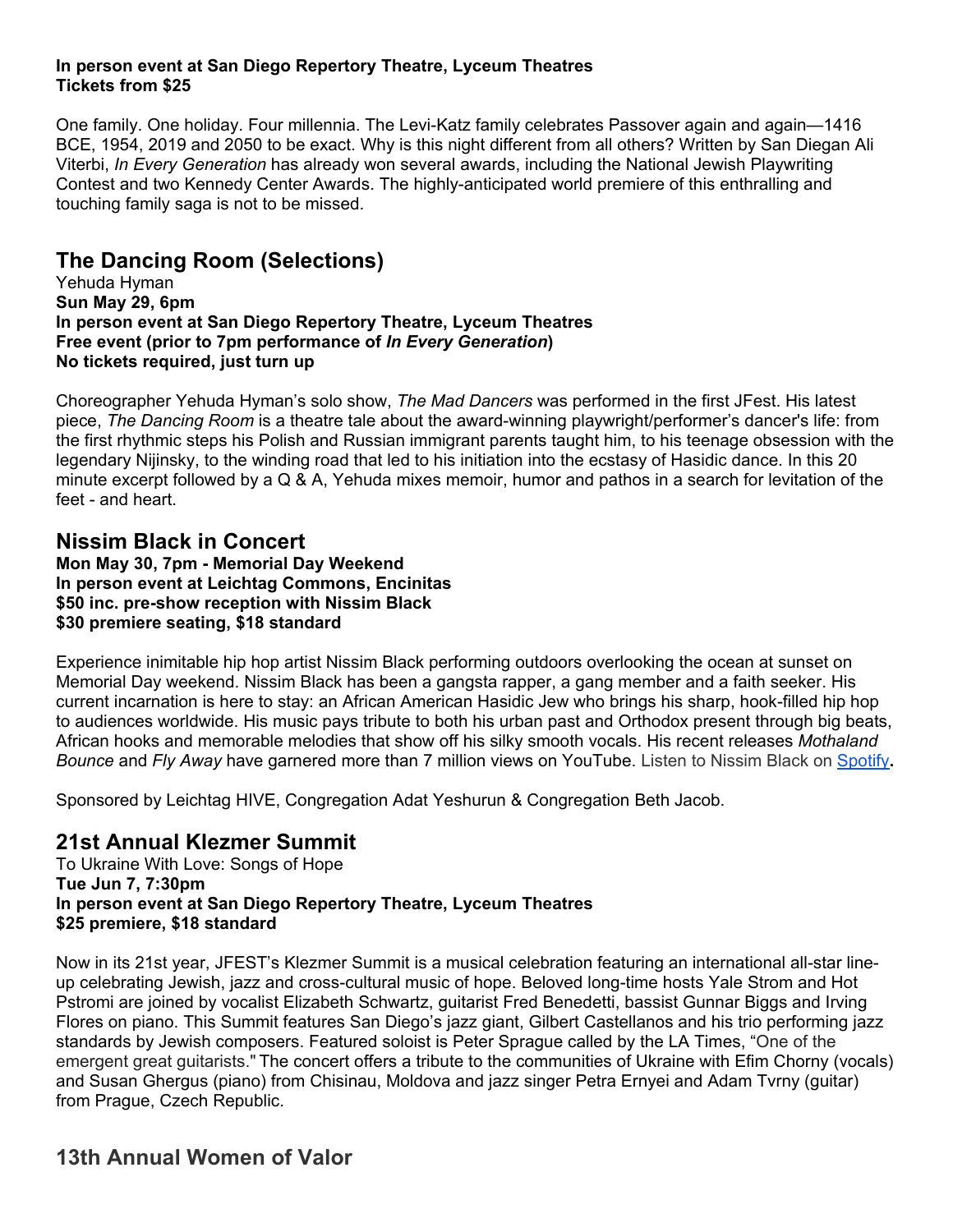**In person event at San Diego Repertory Theatre, Lyceum Theatres**
**Tickets from $25**

One family. One holiday. Four millennia. The Levi-Katz family celebrates Passover again and again—1416 BCE, 1954, 2019 and 2050 to be exact. Why is this night different from all others? Written by San Diegan Ali Viterbi, *In Every Generation* has already won several awards, including the National Jewish Playwriting Contest and two Kennedy Center Awards. The highly-anticipated world premiere of this enthralling and touching family saga is not to be missed.

## The Dancing Room (Selections)

Yehuda Hyman
**Sun May 29, 6pm**
**In person event at San Diego Repertory Theatre, Lyceum Theatres**
**Free event (prior to 7pm performance of *In Every Generation*)**
**No tickets required, just turn up**

Choreographer Yehuda Hyman's solo show, *The Mad Dancers* was performed in the first JFest. His latest piece, *The Dancing Room* is a theatre tale about the award-winning playwright/performer's dancer's life: from the first rhythmic steps his Polish and Russian immigrant parents taught him, to his teenage obsession with the legendary Nijinsky, to the winding road that led to his initiation into the ecstasy of Hasidic dance. In this 20 minute excerpt followed by a Q & A, Yehuda mixes memoir, humor and pathos in a search for levitation of the feet - and heart.

## Nissim Black in Concert

**Mon May 30, 7pm - Memorial Day Weekend**
**In person event at Leichtag Commons, Encinitas**
**$50 inc. pre-show reception with Nissim Black**
**$30 premiere seating, $18 standard**

Experience inimitable hip hop artist Nissim Black performing outdoors overlooking the ocean at sunset on Memorial Day weekend. Nissim Black has been a gangsta rapper, a gang member and a faith seeker. His current incarnation is here to stay: an African American Hasidic Jew who brings his sharp, hook-filled hip hop to audiences worldwide. His music pays tribute to both his urban past and Orthodox present through big beats, African hooks and memorable melodies that show off his silky smooth vocals. His recent releases *Mothaland Bounce* and *Fly Away* have garnered more than 7 million views on YouTube. Listen to Nissim Black on [Spotify](Spotify)**.**

Sponsored by Leichtag HIVE, Congregation Adat Yeshurun & Congregation Beth Jacob.

## 21st Annual Klezmer Summit

To Ukraine With Love: Songs of Hope
**Tue Jun 7, 7:30pm**
**In person event at San Diego Repertory Theatre, Lyceum Theatres**
**$25 premiere, $18 standard**

Now in its 21st year, JFEST's Klezmer Summit is a musical celebration featuring an international all-star line-up celebrating Jewish, jazz and cross-cultural music of hope. Beloved long-time hosts Yale Strom and Hot Pstromi are joined by vocalist Elizabeth Schwartz, guitarist Fred Benedetti, bassist Gunnar Biggs and Irving Flores on piano. This Summit features San Diego's jazz giant, Gilbert Castellanos and his trio performing jazz standards by Jewish composers. Featured soloist is Peter Sprague called by the LA Times, "One of the emergent great guitarists." The concert offers a tribute to the communities of Ukraine with Efim Chorny (vocals) and Susan Ghergus (piano) from Chisinau, Moldova and jazz singer Petra Ernyei and Adam Tvrny (guitar) from Prague, Czech Republic.

## 13th Annual Women of Valor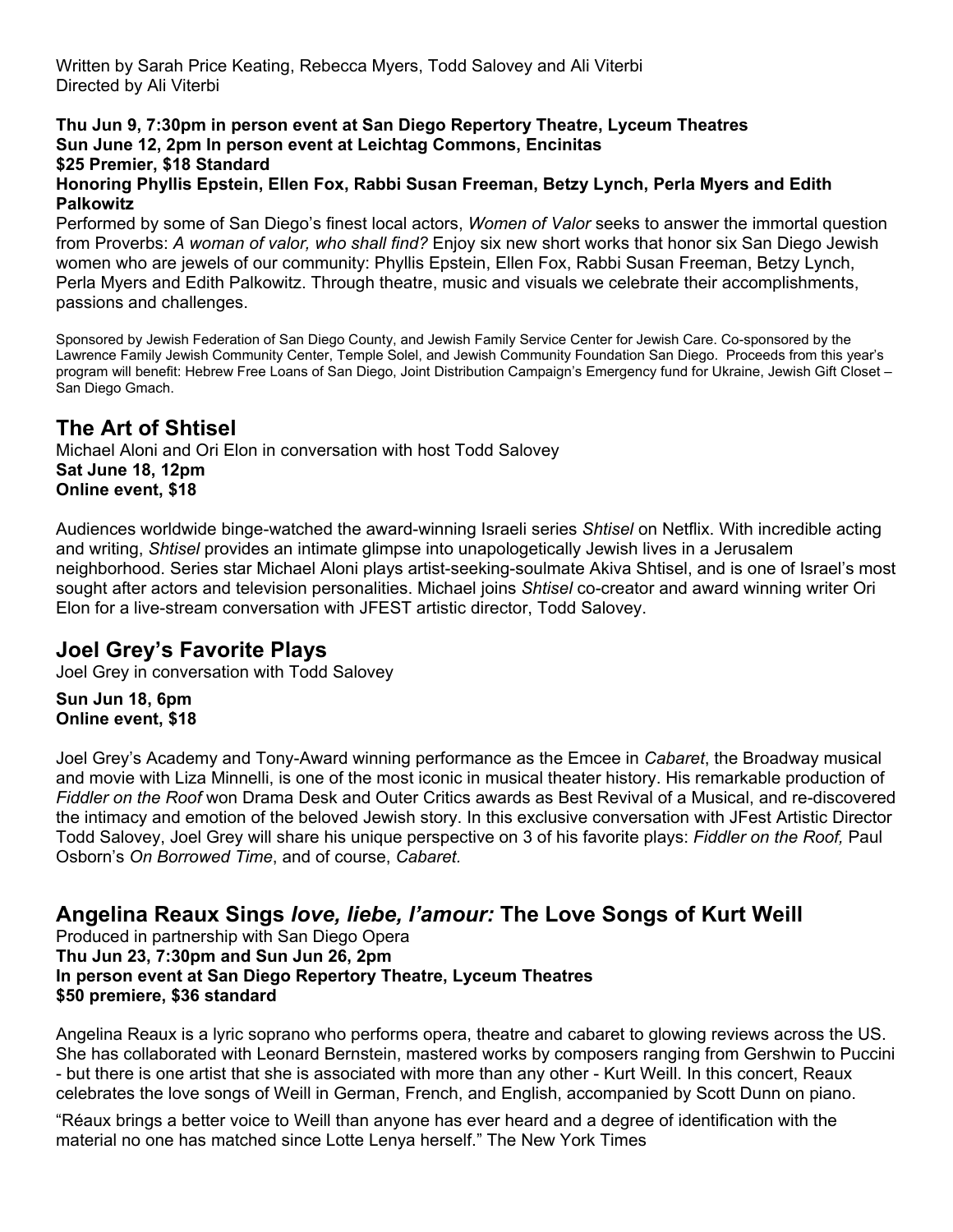Written by Sarah Price Keating, Rebecca Myers, Todd Salovey and Ali Viterbi
Directed by Ali Viterbi

**Thu Jun 9, 7:30pm in person event at San Diego Repertory Theatre, Lyceum Theatres**
**Sun June 12, 2pm In person event at Leichtag Commons, Encinitas**
**$25 Premier, $18 Standard**
**Honoring Phyllis Epstein, Ellen Fox, Rabbi Susan Freeman, Betzy Lynch, Perla Myers and Edith Palkowitz**

Performed by some of San Diego's finest local actors, *Women of Valor* seeks to answer the immortal question from Proverbs: *A woman of valor, who shall find?* Enjoy six new short works that honor six San Diego Jewish women who are jewels of our community: Phyllis Epstein, Ellen Fox, Rabbi Susan Freeman, Betzy Lynch, Perla Myers and Edith Palkowitz. Through theatre, music and visuals we celebrate their accomplishments, passions and challenges.

Sponsored by Jewish Federation of San Diego County, and Jewish Family Service Center for Jewish Care. Co-sponsored by the Lawrence Family Jewish Community Center, Temple Solel, and Jewish Community Foundation San Diego. Proceeds from this year's program will benefit: Hebrew Free Loans of San Diego, Joint Distribution Campaign's Emergency fund for Ukraine, Jewish Gift Closet – San Diego Gmach.

## The Art of Shtisel

Michael Aloni and Ori Elon in conversation with host Todd Salovey
**Sat June 18, 12pm**
**Online event, $18**

Audiences worldwide binge-watched the award-winning Israeli series *Shtisel* on Netflix. With incredible acting and writing, *Shtisel* provides an intimate glimpse into unapologetically Jewish lives in a Jerusalem neighborhood. Series star Michael Aloni plays artist-seeking-soulmate Akiva Shtisel, and is one of Israel's most sought after actors and television personalities. Michael joins *Shtisel* co-creator and award winning writer Ori Elon for a live-stream conversation with JFEST artistic director, Todd Salovey.

## Joel Grey's Favorite Plays

Joel Grey in conversation with Todd Salovey

**Sun Jun 18, 6pm**
**Online event, $18**

Joel Grey's Academy and Tony-Award winning performance as the Emcee in *Cabaret*, the Broadway musical and movie with Liza Minnelli, is one of the most iconic in musical theater history. His remarkable production of *Fiddler on the Roof* won Drama Desk and Outer Critics awards as Best Revival of a Musical, and re-discovered the intimacy and emotion of the beloved Jewish story. In this exclusive conversation with JFest Artistic Director Todd Salovey, Joel Grey will share his unique perspective on 3 of his favorite plays: *Fiddler on the Roof,* Paul Osborn's *On Borrowed Time*, and of course, *Cabaret.*

## Angelina Reaux Sings *love, liebe, l'amour:* The Love Songs of Kurt Weill

Produced in partnership with San Diego Opera
**Thu Jun 23, 7:30pm and Sun Jun 26, 2pm**
**In person event at San Diego Repertory Theatre, Lyceum Theatres**
**$50 premiere, $36 standard**

Angelina Reaux is a lyric soprano who performs opera, theatre and cabaret to glowing reviews across the US. She has collaborated with Leonard Bernstein, mastered works by composers ranging from Gershwin to Puccini - but there is one artist that she is associated with more than any other - Kurt Weill. In this concert, Reaux celebrates the love songs of Weill in German, French, and English, accompanied by Scott Dunn on piano.

"Réaux brings a better voice to Weill than anyone has ever heard and a degree of identification with the material no one has matched since Lotte Lenya herself." The New York Times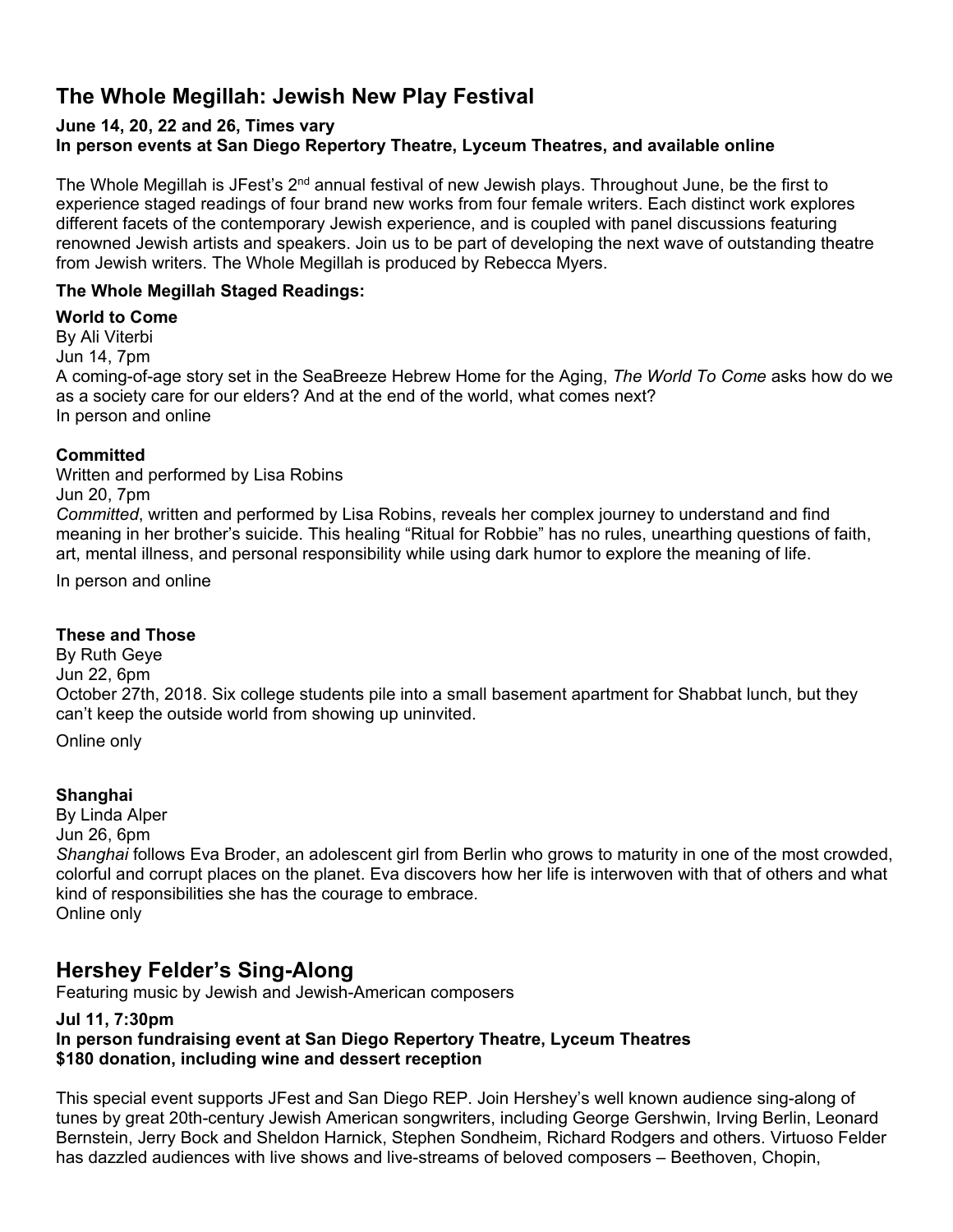## The Whole Megillah: Jewish New Play Festival

**June 14, 20, 22 and 26, Times vary**
**In person events at San Diego Repertory Theatre, Lyceum Theatres, and available online**

The Whole Megillah is JFest's 2nd annual festival of new Jewish plays. Throughout June, be the first to experience staged readings of four brand new works from four female writers. Each distinct work explores different facets of the contemporary Jewish experience, and is coupled with panel discussions featuring renowned Jewish artists and speakers. Join us to be part of developing the next wave of outstanding theatre from Jewish writers. The Whole Megillah is produced by Rebecca Myers.

**The Whole Megillah Staged Readings:**

**World to Come**
By Ali Viterbi
Jun 14, 7pm
A coming-of-age story set in the SeaBreeze Hebrew Home for the Aging, *The World To Come* asks how do we as a society care for our elders? And at the end of the world, what comes next?
In person and online

**Committed**
Written and performed by Lisa Robins
Jun 20, 7pm
*Committed*, written and performed by Lisa Robins, reveals her complex journey to understand and find meaning in her brother's suicide. This healing "Ritual for Robbie" has no rules, unearthing questions of faith, art, mental illness, and personal responsibility while using dark humor to explore the meaning of life.

In person and online

**These and Those**
By Ruth Geye
Jun 22, 6pm
October 27th, 2018. Six college students pile into a small basement apartment for Shabbat lunch, but they can't keep the outside world from showing up uninvited.

Online only

**Shanghai**
By Linda Alper
Jun 26, 6pm
*Shanghai* follows Eva Broder, an adolescent girl from Berlin who grows to maturity in one of the most crowded, colorful and corrupt places on the planet. Eva discovers how her life is interwoven with that of others and what kind of responsibilities she has the courage to embrace.
Online only

## Hershey Felder's Sing-Along

Featuring music by Jewish and Jewish-American composers

**Jul 11, 7:30pm**
**In person fundraising event at San Diego Repertory Theatre, Lyceum Theatres**
**$180 donation, including wine and dessert reception**

This special event supports JFest and San Diego REP. Join Hershey's well known audience sing-along of tunes by great 20th-century Jewish American songwriters, including George Gershwin, Irving Berlin, Leonard Bernstein, Jerry Bock and Sheldon Harnick, Stephen Sondheim, Richard Rodgers and others. Virtuoso Felder has dazzled audiences with live shows and live-streams of beloved composers – Beethoven, Chopin,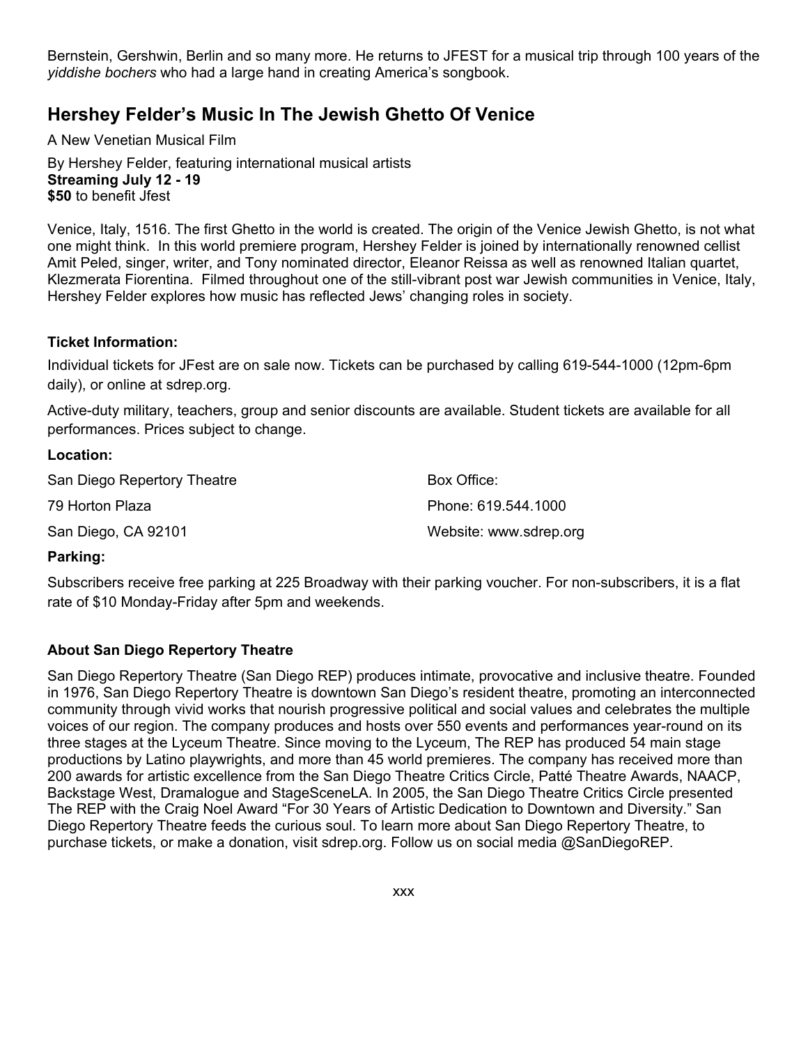Bernstein, Gershwin, Berlin and so many more. He returns to JFEST for a musical trip through 100 years of the *yiddishe bochers* who had a large hand in creating America's songbook.

## Hershey Felder's Music In The Jewish Ghetto Of Venice

A New Venetian Musical Film

By Hershey Felder, featuring international musical artists
**Streaming July 12 - 19**
**$50** to benefit Jfest

Venice, Italy, 1516. The first Ghetto in the world is created. The origin of the Venice Jewish Ghetto, is not what one might think. In this world premiere program, Hershey Felder is joined by internationally renowned cellist Amit Peled, singer, writer, and Tony nominated director, Eleanor Reissa as well as renowned Italian quartet, Klezmerata Fiorentina. Filmed throughout one of the still-vibrant post war Jewish communities in Venice, Italy, Hershey Felder explores how music has reflected Jews' changing roles in society.

**Ticket Information:**

Individual tickets for JFest are on sale now. Tickets can be purchased by calling 619-544-1000 (12pm-6pm daily), or online at sdrep.org.

Active-duty military, teachers, group and senior discounts are available. Student tickets are available for all performances. Prices subject to change.

**Location:**

San Diego Repertory Theatre
79 Horton Plaza
San Diego, CA 92101

Box Office:
Phone: 619.544.1000
Website: www.sdrep.org

**Parking:**

Subscribers receive free parking at 225 Broadway with their parking voucher. For non-subscribers, it is a flat rate of $10 Monday-Friday after 5pm and weekends.

**About San Diego Repertory Theatre**

San Diego Repertory Theatre (San Diego REP) produces intimate, provocative and inclusive theatre. Founded in 1976, San Diego Repertory Theatre is downtown San Diego's resident theatre, promoting an interconnected community through vivid works that nourish progressive political and social values and celebrates the multiple voices of our region. The company produces and hosts over 550 events and performances year-round on its three stages at the Lyceum Theatre. Since moving to the Lyceum, The REP has produced 54 main stage productions by Latino playwrights, and more than 45 world premieres. The company has received more than 200 awards for artistic excellence from the San Diego Theatre Critics Circle, Patté Theatre Awards, NAACP, Backstage West, Dramalogue and StageSceneLA. In 2005, the San Diego Theatre Critics Circle presented The REP with the Craig Noel Award "For 30 Years of Artistic Dedication to Downtown and Diversity." San Diego Repertory Theatre feeds the curious soul. To learn more about San Diego Repertory Theatre, to purchase tickets, or make a donation, visit sdrep.org. Follow us on social media @SanDiegoREP.

xxx